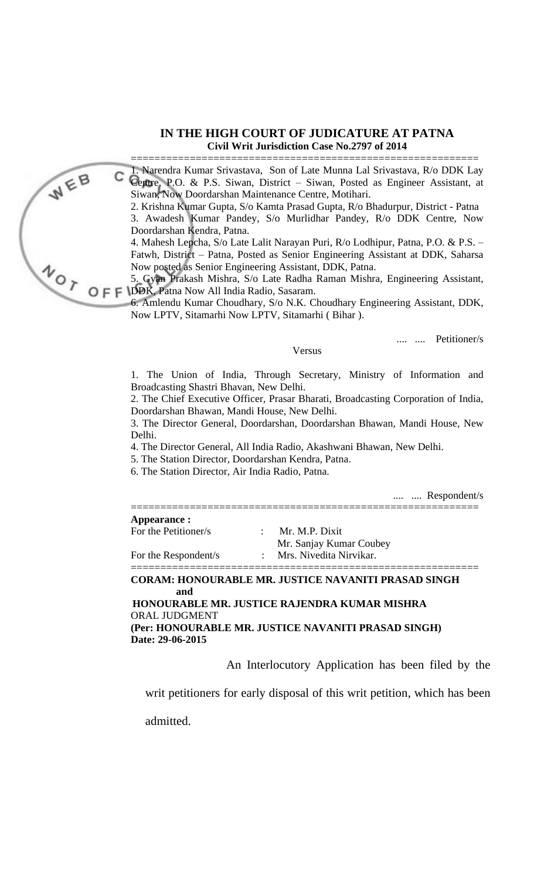**IN THE HIGH COURT OF JUDICATURE AT PATNA**
**Civil Writ Jurisdiction Case No.2797 of 2014**

======================================================

1. Narendra Kumar Srivastava, Son of Late Munna Lal Srivastava, R/o DDK Lay Centre, P.O. & P.S. Siwan, District – Siwan, Posted as Engineer Assistant, at Siwan, Now Doordarshan Maintenance Centre, Motihari.
2. Krishna Kumar Gupta, S/o Kamta Prasad Gupta, R/o Bhadurpur, District - Patna
3. Awadesh Kumar Pandey, S/o Murlidhar Pandey, R/o DDK Centre, Now Doordarshan Kendra, Patna.
4. Mahesh Lepcha, S/o Late Lalit Narayan Puri, R/o Lodhipur, Patna, P.O. & P.S. – Fatwh, District – Patna, Posted as Senior Engineering Assistant at DDK, Saharsa Now posted as Senior Engineering Assistant, DDK, Patna.
5. Gyan Prakash Mishra, S/o Late Radha Raman Mishra, Engineering Assistant, DDK, Patna Now All India Radio, Sasaram.
6. Amlendu Kumar Choudhary, S/o N.K. Choudhary Engineering Assistant, DDK, Now LPTV, Sitamarhi Now LPTV, Sitamarhi ( Bihar ).

.... .... Petitioner/s

Versus

1. The Union of India, Through Secretary, Ministry of Information and Broadcasting Shastri Bhavan, New Delhi.
2. The Chief Executive Officer, Prasar Bharati, Broadcasting Corporation of India, Doordarshan Bhawan, Mandi House, New Delhi.
3. The Director General, Doordarshan, Doordarshan Bhawan, Mandi House, New Delhi.
4. The Director General, All India Radio, Akashwani Bhawan, New Delhi.
5. The Station Director, Doordarshan Kendra, Patna.
6. The Station Director, Air India Radio, Patna.

.... .... Respondent/s

======================================================

**Appearance :**

| | | |
|---|---|---|
| For the Petitioner/s | : | Mr. M.P. Dixit<br>Mr. Sanjay Kumar Coubey |
| For the Respondent/s | : | Mrs. Nivedita Nirvikar. |

======================================================

**CORAM: HONOURABLE MR. JUSTICE NAVANITI PRASAD SINGH**
**and**
**HONOURABLE MR. JUSTICE RAJENDRA KUMAR MISHRA**

ORAL JUDGMENT
**(Per: HONOURABLE MR. JUSTICE NAVANITI PRASAD SINGH)**
**Date: 29-06-2015**

An Interlocutory Application has been filed by the writ petitioners for early disposal of this writ petition, which has been admitted.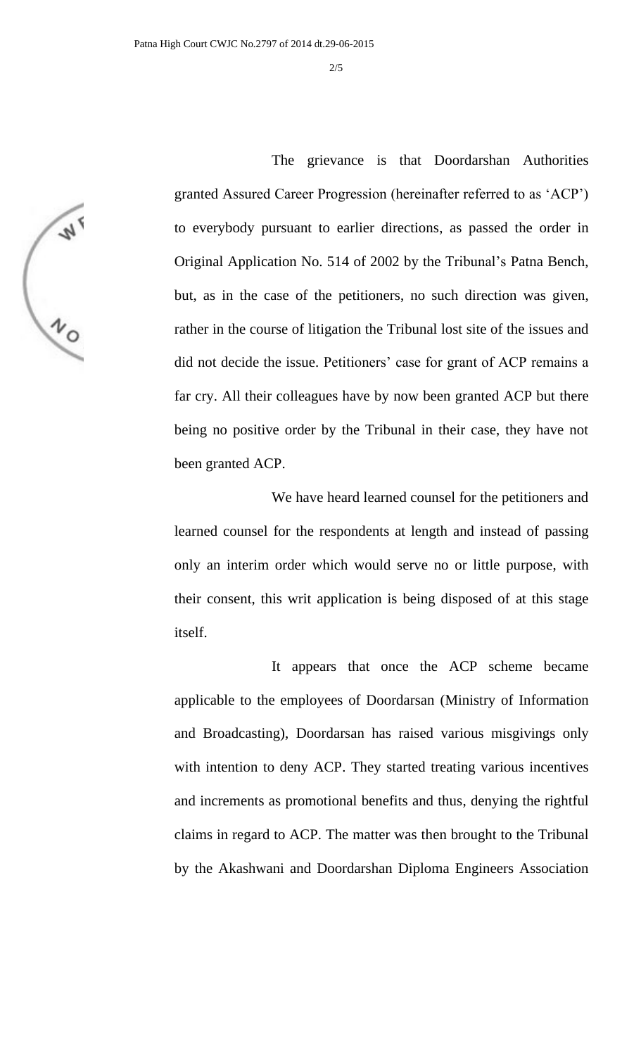The grievance is that Doordarshan Authorities granted Assured Career Progression (hereinafter referred to as 'ACP') to everybody pursuant to earlier directions, as passed the order in Original Application No. 514 of 2002 by the Tribunal's Patna Bench, but, as in the case of the petitioners, no such direction was given, rather in the course of litigation the Tribunal lost site of the issues and did not decide the issue. Petitioners' case for grant of ACP remains a far cry. All their colleagues have by now been granted ACP but there being no positive order by the Tribunal in their case, they have not been granted ACP.

We have heard learned counsel for the petitioners and learned counsel for the respondents at length and instead of passing only an interim order which would serve no or little purpose, with their consent, this writ application is being disposed of at this stage itself.

It appears that once the ACP scheme became applicable to the employees of Doordarsan (Ministry of Information and Broadcasting), Doordarsan has raised various misgivings only with intention to deny ACP. They started treating various incentives and increments as promotional benefits and thus, denying the rightful claims in regard to ACP. The matter was then brought to the Tribunal by the Akashwani and Doordarshan Diploma Engineers Association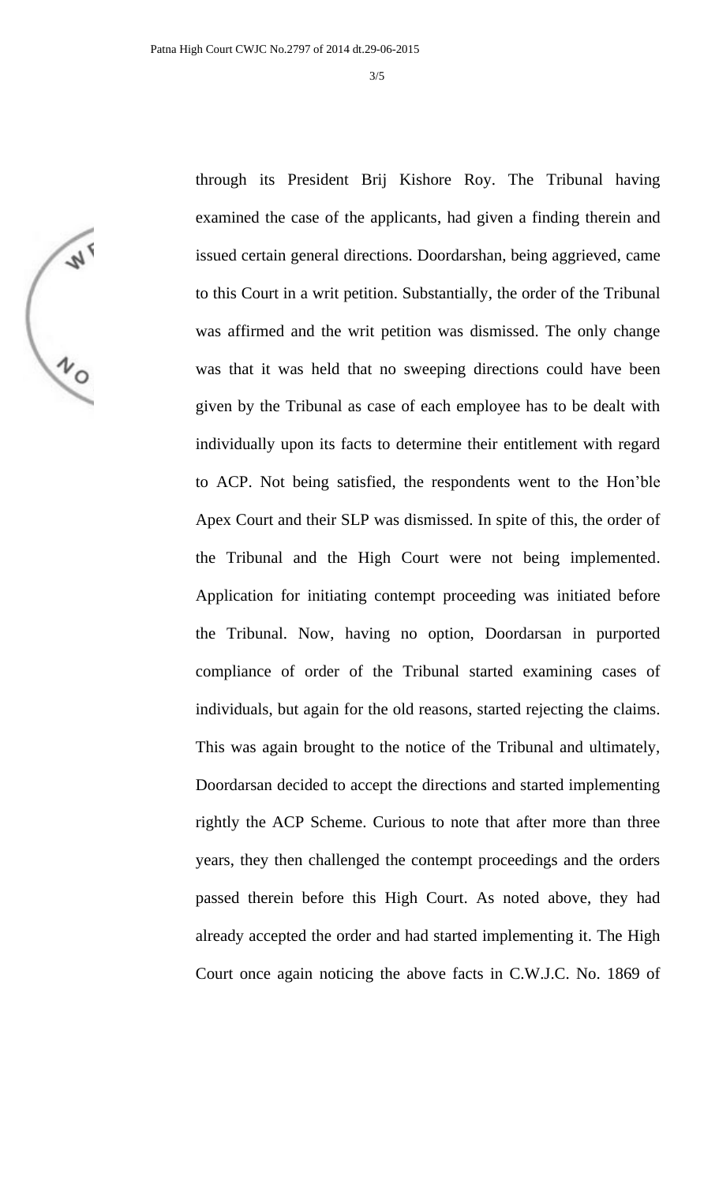through its President Brij Kishore Roy. The Tribunal having examined the case of the applicants, had given a finding therein and issued certain general directions. Doordarshan, being aggrieved, came to this Court in a writ petition. Substantially, the order of the Tribunal was affirmed and the writ petition was dismissed. The only change was that it was held that no sweeping directions could have been given by the Tribunal as case of each employee has to be dealt with individually upon its facts to determine their entitlement with regard to ACP. Not being satisfied, the respondents went to the Hon'ble Apex Court and their SLP was dismissed. In spite of this, the order of the Tribunal and the High Court were not being implemented. Application for initiating contempt proceeding was initiated before the Tribunal. Now, having no option, Doordarsan in purported compliance of order of the Tribunal started examining cases of individuals, but again for the old reasons, started rejecting the claims. This was again brought to the notice of the Tribunal and ultimately, Doordarsan decided to accept the directions and started implementing rightly the ACP Scheme. Curious to note that after more than three years, they then challenged the contempt proceedings and the orders passed therein before this High Court. As noted above, they had already accepted the order and had started implementing it. The High Court once again noticing the above facts in C.W.J.C. No. 1869 of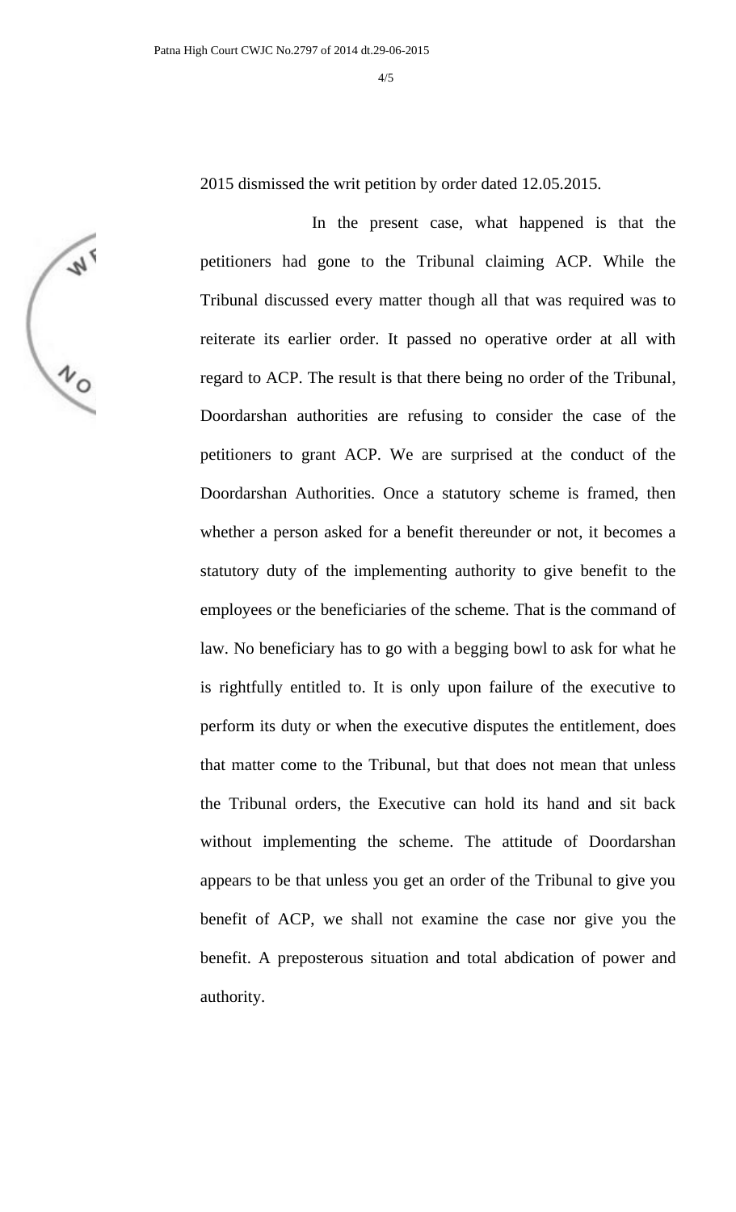2015 dismissed the writ petition by order dated 12.05.2015.

In the present case, what happened is that the petitioners had gone to the Tribunal claiming ACP. While the Tribunal discussed every matter though all that was required was to reiterate its earlier order. It passed no operative order at all with regard to ACP. The result is that there being no order of the Tribunal, Doordarshan authorities are refusing to consider the case of the petitioners to grant ACP. We are surprised at the conduct of the Doordarshan Authorities. Once a statutory scheme is framed, then whether a person asked for a benefit thereunder or not, it becomes a statutory duty of the implementing authority to give benefit to the employees or the beneficiaries of the scheme. That is the command of law. No beneficiary has to go with a begging bowl to ask for what he is rightfully entitled to. It is only upon failure of the executive to perform its duty or when the executive disputes the entitlement, does that matter come to the Tribunal, but that does not mean that unless the Tribunal orders, the Executive can hold its hand and sit back without implementing the scheme. The attitude of Doordarshan appears to be that unless you get an order of the Tribunal to give you benefit of ACP, we shall not examine the case nor give you the benefit. A preposterous situation and total abdication of power and authority.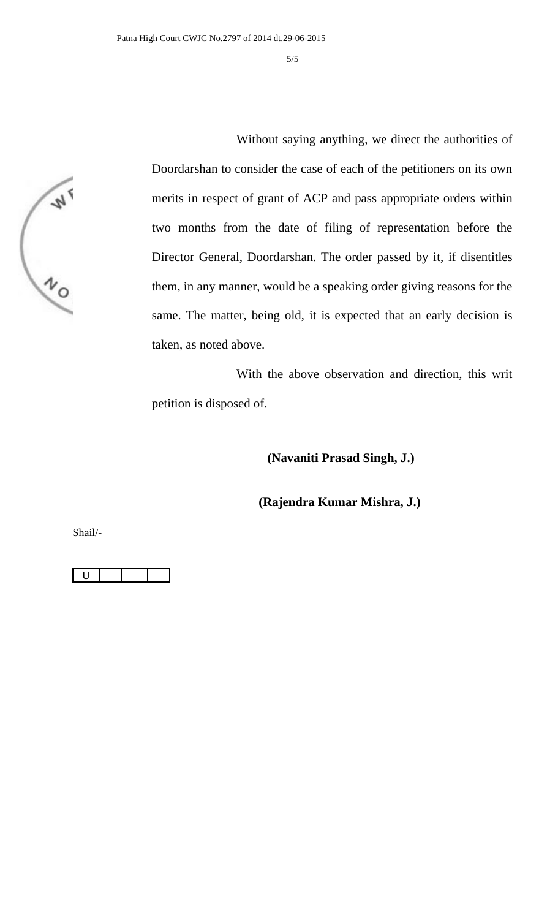Without saying anything, we direct the authorities of Doordarshan to consider the case of each of the petitioners on its own merits in respect of grant of ACP and pass appropriate orders within two months from the date of filing of representation before the Director General, Doordarshan. The order passed by it, if disentitles them, in any manner, would be a speaking order giving reasons for the same. The matter, being old, it is expected that an early decision is taken, as noted above.

With the above observation and direction, this writ petition is disposed of.

**(Navaniti Prasad Singh, J.)**

**(Rajendra Kumar Mishra, J.)**

Shail/-

| | | | |
|---|---|---|---|
| U | | | |